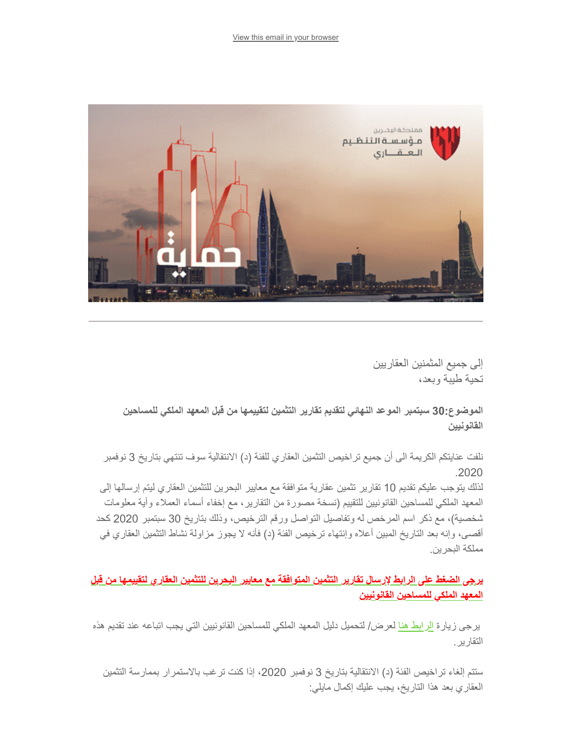View this email in your browser

إلى جميع المثمنين العقاريين
تحية طيبة وبعد،

**الموضوع:30 سبتمبر الموعد النهائي لتقديم تقارير التثمين لتقييمها من قبل المعهد الملكي للمساحين القانونيين**

نلفت عنايتكم الكريمة الى أن جميع تراخيص التثمين العقاري للفئة (د) الانتقالية سوف تنتهي بتاريخ 3 نوفمبر 2020.
لذلك يتوجب عليكم تقديم 10 تقارير تثمين عقارية متوافقة مع معايير البحرين للتثمين العقاري ليتم إرسالها إلى المعهد الملكي للمساحين القانونيين للتقييم (نسخة مصورة من التقارير، مع إخفاء أسماء العملاء وأية معلومات شخصية)، مع ذكر اسم المرخص له وتفاصيل التواصل ورقم الترخيص، وذلك بتاريخ 30 سبتمبر 2020 كحد أقصى، وإنه بعد التاريخ المبين أعلاه وإنتهاء ترخيص الفئة (د) فأنه لا يجوز مزاولة نشاط التثمين العقاري في مملكة البحرين.

**يرجى الضغط على الرابط لإرسال تقارير التثمين المتوافقة مع معايير البحرين للتثمين العقاري لتقييمها من قبل المعهد الملكي للمساحين القانونيين**

يرجى زيارة الرابط هنا لعرض/ لتحميل دليل المعهد الملكي للمساحين القانونيين التي يجب اتباعه عند تقديم هذه التقارير.

ستتم إلغاء تراخيص الفئة (د) الانتقالية بتاريخ 3 نوفمبر 2020، إذا كنت ترغب بالاستمرار بممارسة التثمين العقاري بعد هذا التاريخ، يجب عليك إكمال مايلي: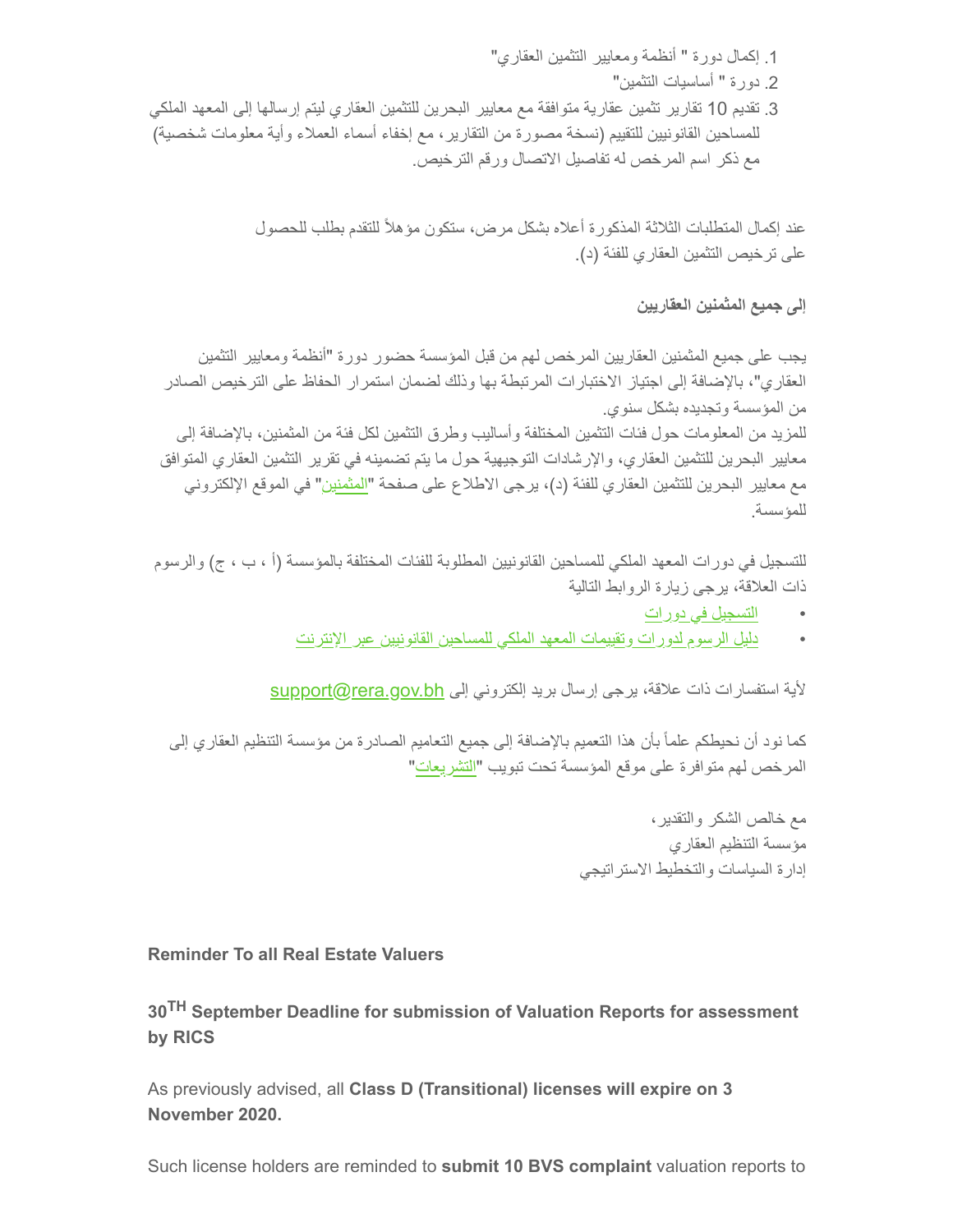1. إكمال دورة " أنظمة ومعايير التثمين العقاري"
2. دورة " أساسيات التثمين"
3. تقديم 10 تقارير تثمين عقارية متوافقة مع معايير البحرين للتثمين العقاري ليتم إرسالها إلى المعهد الملكي للمساحين القانونيين للتقييم (نسخة مصورة من التقارير، مع إخفاء أسماء العملاء وأية معلومات شخصية) مع ذكر اسم المرخص له تفاصيل الاتصال ورقم الترخيص.

عند إكمال المتطلبات الثلاثة المذكورة أعلاه بشكل مرض، ستكون مؤهلاً للتقدم بطلب للحصول على ترخيص التثمين العقاري للفئة (د).

**إلى جميع المثمنين العقاريين**

يجب على جميع المثمنين العقاريين المرخص لهم من قبل المؤسسة حضور دورة "أنظمة ومعايير التثمين العقاري"، بالإضافة إلى اجتياز الاختبارات المرتبطة بها وذلك لضمان استمرار الحفاظ على الترخيص الصادر من المؤسسة وتجديده بشكل سنوي.

للمزيد من المعلومات حول فئات التثمين المختلفة وأساليب وطرق التثمين لكل فئة من المثمنين، بالإضافة إلى معايير البحرين للتثمين العقاري، والإرشادات التوجيهية حول ما يتم تضمينه في تقرير التثمين العقاري المتوافق مع معايير البحرين للتثمين العقاري للفئة (د)، يرجى الاطلاع على صفحة "المثمنين" في الموقع الإلكتروني للمؤسسة.

للتسجيل في دورات المعهد الملكي للمساحين القانونيين المطلوبة للفئات المختلفة بالمؤسسة (أ ، ب ، ج) والرسوم ذات العلاقة، يرجى زيارة الروابط التالية

- التسجيل في دورات
- دليل الرسوم لدورات وتقييمات المعهد الملكي للمساحين القانونيين عبر الإنترنت

لأية استفسارات ذات علاقة، يرجى إرسال بريد إلكتروني إلى support@rera.gov.bh

كما نود أن نحيطكم علماً بأن هذا التعميم بالإضافة إلى جميع التعاميم الصادرة من مؤسسة التنظيم العقاري إلى المرخص لهم متوافرة على موقع المؤسسة تحت تبويب "التشريعات"

مع خالص الشكر والتقدير،
مؤسسة التنظيم العقاري
إدارة السياسات والتخطيط الاستراتيجي

**Reminder To all Real Estate Valuers**

**30TH September Deadline for submission of Valuation Reports for assessment by RICS**

As previously advised, all **Class D (Transitional) licenses will expire on 3 November 2020.**

Such license holders are reminded to **submit 10 BVS complaint** valuation reports to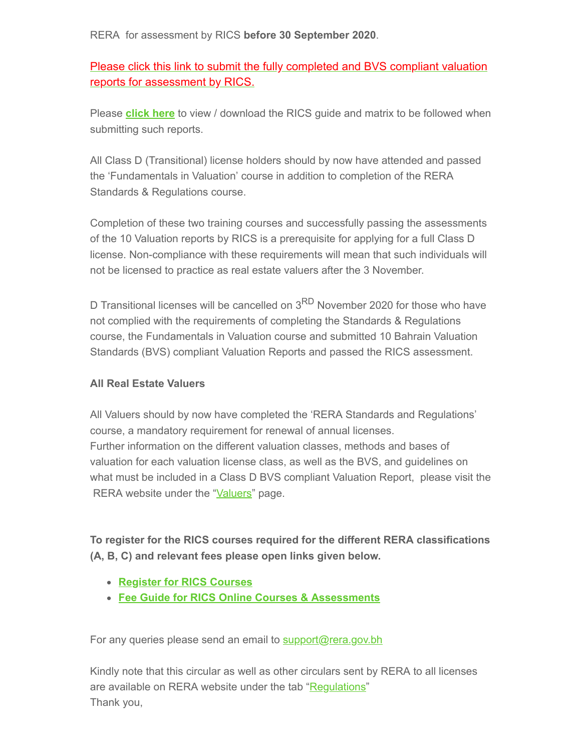RERA for assessment by RICS **before 30 September 2020**.

Please click this link to submit the fully completed and BVS compliant valuation reports for assessment by RICS.

Please **click here** to view / download the RICS guide and matrix to be followed when submitting such reports.

All Class D (Transitional) license holders should by now have attended and passed the 'Fundamentals in Valuation' course in addition to completion of the RERA Standards & Regulations course.

Completion of these two training courses and successfully passing the assessments of the 10 Valuation reports by RICS is a prerequisite for applying for a full Class D license. Non-compliance with these requirements will mean that such individuals will not be licensed to practice as real estate valuers after the 3 November.

D Transitional licenses will be cancelled on 3RD November 2020 for those who have not complied with the requirements of completing the Standards & Regulations course, the Fundamentals in Valuation course and submitted 10 Bahrain Valuation Standards (BVS) compliant Valuation Reports and passed the RICS assessment.

**All Real Estate Valuers**

All Valuers should by now have completed the 'RERA Standards and Regulations' course, a mandatory requirement for renewal of annual licenses.
Further information on the different valuation classes, methods and bases of valuation for each valuation license class, as well as the BVS, and guidelines on what must be included in a Class D BVS compliant Valuation Report, please visit the RERA website under the "Valuers" page.

**To register for the RICS courses required for the different RERA classifications (A, B, C) and relevant fees please open links given below.**

- **Register for RICS Courses**
- **Fee Guide for RICS Online Courses & Assessments**

For any queries please send an email to support@rera.gov.bh

Kindly note that this circular as well as other circulars sent by RERA to all licenses are available on RERA website under the tab "Regulations"
Thank you,